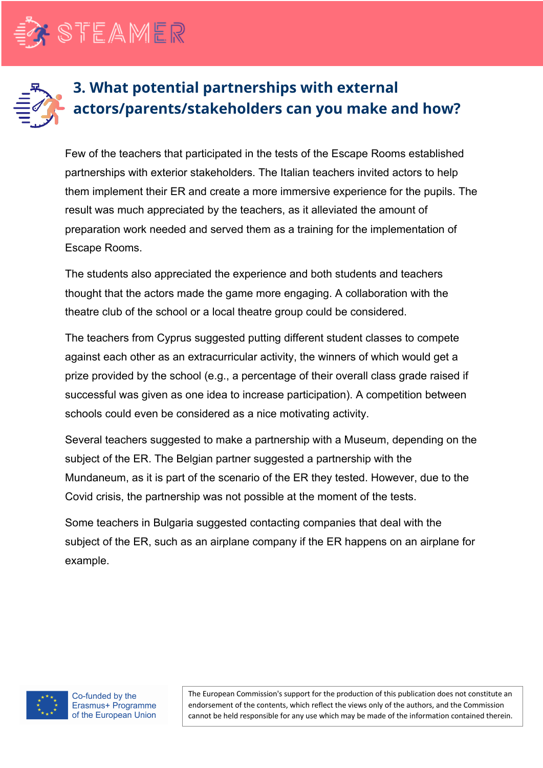## 3. What potential partnerships with external actors/parents/stakeholders can you make and how?

Few of the teachers that participated in the tests of the Escape Rooms established partnerships with exterior stakeholders. The Italian teachers invited actors to help them implement their ER and create a more immersive experience for the pupils. The result was much appreciated by the teachers, as it alleviated the amount of preparation work needed and served them as a training for the implementation of Escape Rooms.

The students also appreciated the experience and both students and teachers thought that the actors made the game more engaging. A collaboration with the theatre club of the school or a local theatre group could be considered.

The teachers from Cyprus suggested putting different student classes to compete against each other as an extracurricular activity, the winners of which would get a prize provided by the school (e.g., a percentage of their overall class grade raised if successful was given as one idea to increase participation). A competition between schools could even be considered as a nice motivating activity.

Several teachers suggested to make a partnership with a Museum, depending on the subject of the ER. The Belgian partner suggested a partnership with the Mundaneum, as it is part of the scenario of the ER they tested. However, due to the Covid crisis, the partnership was not possible at the moment of the tests.

Some teachers in Bulgaria suggested contacting companies that deal with the subject of the ER, such as an airplane company if the ER happens on an airplane for example.

Co-funded by the Erasmus+ Programme of the European Union

The European Commission's support for the production of this publication does not constitute an endorsement of the contents, which reflect the views only of the authors, and the Commission cannot be held responsible for any use which may be made of the information contained therein.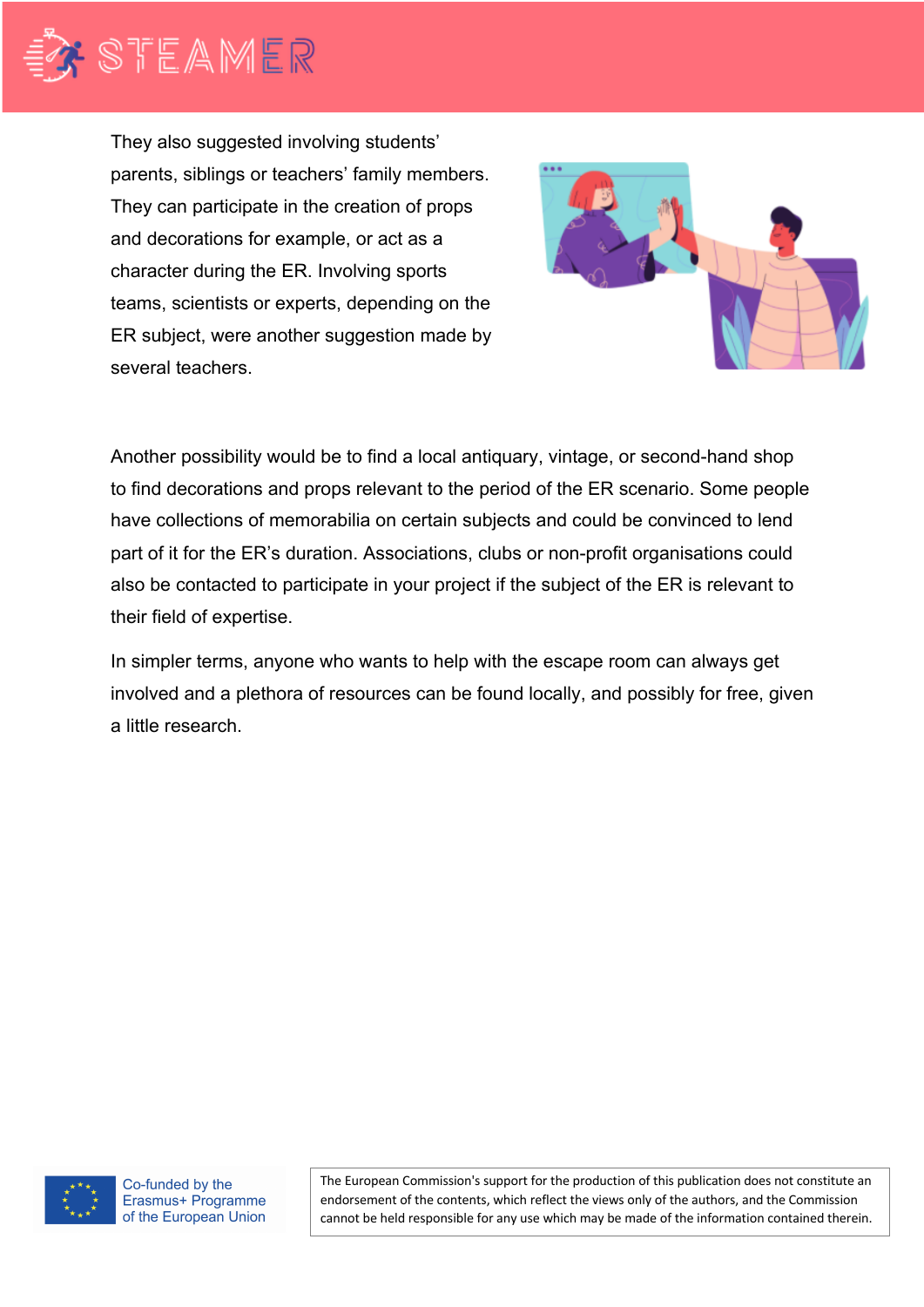They also suggested involving students' parents, siblings or teachers' family members. They can participate in the creation of props and decorations for example, or act as a character during the ER. Involving sports teams, scientists or experts, depending on the ER subject, were another suggestion made by several teachers.

Another possibility would be to find a local antiquary, vintage, or second-hand shop to find decorations and props relevant to the period of the ER scenario. Some people have collections of memorabilia on certain subjects and could be convinced to lend part of it for the ER's duration. Associations, clubs or non-profit organisations could also be contacted to participate in your project if the subject of the ER is relevant to their field of expertise.

In simpler terms, anyone who wants to help with the escape room can always get involved and a plethora of resources can be found locally, and possibly for free, given a little research.

Co-funded by the Erasmus+ Programme of the European Union

The European Commission's support for the production of this publication does not constitute an endorsement of the contents, which reflect the views only of the authors, and the Commission cannot be held responsible for any use which may be made of the information contained therein.